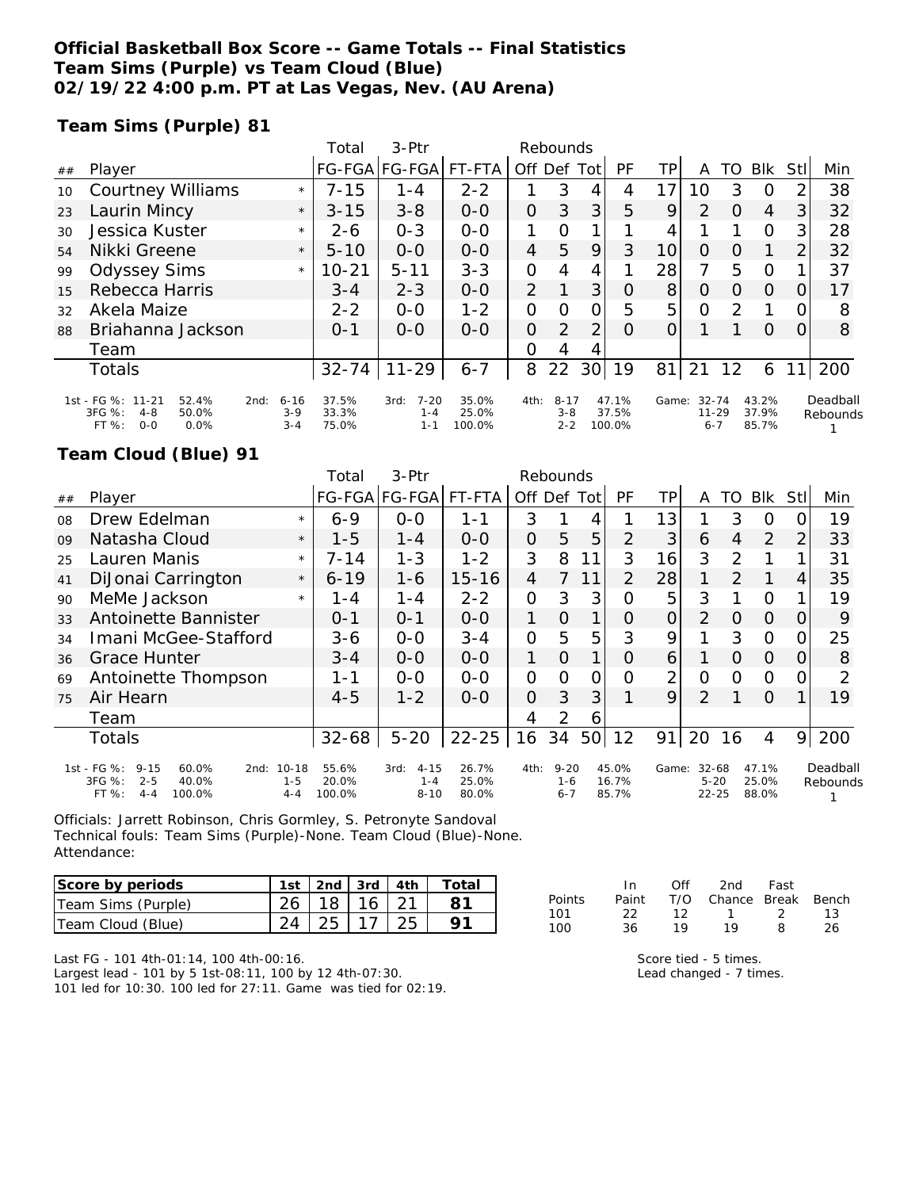**Official Basketball Box Score -- Game Totals -- Final Statistics**
**Team Sims (Purple) vs Team Cloud (Blue)**
**02/19/22 4:00 p.m. PT at Las Vegas, Nev. (AU Arena)**

**Team Sims (Purple) 81**

| ## | Player | | Total FG-FGA | 3-Ptr FG-FGA | FT-FTA | Rebounds Off | Def | Tot | PF | TP | A | TO | Blk | Stl | Min |
|---|---|---|---|---|---|---|---|---|---|---|---|---|---|---|---|
| 10 | Courtney Williams | * | 7-15 | 1-4 | 2-2 | 1 | 3 | 4 | 4 | 17 | 10 | 3 | 0 | 2 | 38 |
| 23 | Laurin Mincy | * | 3-15 | 3-8 | 0-0 | 0 | 3 | 3 | 5 | 9 | 2 | 0 | 4 | 3 | 32 |
| 30 | Jessica Kuster | * | 2-6 | 0-3 | 0-0 | 1 | 0 | 1 | 1 | 4 | 1 | 1 | 0 | 3 | 28 |
| 54 | Nikki Greene | * | 5-10 | 0-0 | 0-0 | 4 | 5 | 9 | 3 | 10 | 0 | 0 | 1 | 2 | 32 |
| 99 | Odyssey Sims | * | 10-21 | 5-11 | 3-3 | 0 | 4 | 4 | 1 | 28 | 7 | 5 | 0 | 1 | 37 |
| 15 | Rebecca Harris | | 3-4 | 2-3 | 0-0 | 2 | 1 | 3 | 0 | 8 | 0 | 0 | 0 | 0 | 17 |
| 32 | Akela Maize | | 2-2 | 0-0 | 1-2 | 0 | 0 | 0 | 5 | 5 | 0 | 2 | 1 | 0 | 8 |
| 88 | Briahanna Jackson | | 0-1 | 0-0 | 0-0 | 0 | 2 | 2 | 0 | 0 | 1 | 1 | 0 | 0 | 8 |
| | Team | | | | | 0 | 4 | 4 | | | | | | | |
| | Totals | | 32-74 | 11-29 | 6-7 | 8 | 22 | 30 | 19 | 81 | 21 | 12 | 6 | 11 | 200 |

| | 1st | | 2nd | | 3rd | | 4th | | Game | | Deadball Rebounds |
|---|---|---|---|---|---|---|---|---|---|---|---|
| FG % | 11-21 | 52.4% | 6-16 | 37.5% | 7-20 | 35.0% | 8-17 | 47.1% | 32-74 | 43.2% | 1 |
| 3FG % | 4-8 | 50.0% | 3-9 | 33.3% | 1-4 | 25.0% | 3-8 | 37.5% | 11-29 | 37.9% | |
| FT % | 0-0 | 0.0% | 3-4 | 75.0% | 1-1 | 100.0% | 2-2 | 100.0% | 6-7 | 85.7% | |

**Team Cloud (Blue) 91**

| ## | Player | | Total FG-FGA | 3-Ptr FG-FGA | FT-FTA | Rebounds Off | Def | Tot | PF | TP | A | TO | Blk | Stl | Min |
|---|---|---|---|---|---|---|---|---|---|---|---|---|---|---|---|
| 08 | Drew Edelman | * | 6-9 | 0-0 | 1-1 | 3 | 1 | 4 | 1 | 13 | 1 | 3 | 0 | 0 | 19 |
| 09 | Natasha Cloud | * | 1-5 | 1-4 | 0-0 | 0 | 5 | 5 | 2 | 3 | 6 | 4 | 2 | 2 | 33 |
| 25 | Lauren Manis | * | 7-14 | 1-3 | 1-2 | 3 | 8 | 11 | 3 | 16 | 3 | 2 | 1 | 1 | 31 |
| 41 | DiJonai Carrington | * | 6-19 | 1-6 | 15-16 | 4 | 7 | 11 | 2 | 28 | 1 | 2 | 1 | 4 | 35 |
| 90 | MeMe Jackson | * | 1-4 | 1-4 | 2-2 | 0 | 3 | 3 | 0 | 5 | 3 | 1 | 0 | 1 | 19 |
| 33 | Antoinette Bannister | | 0-1 | 0-1 | 0-0 | 1 | 0 | 1 | 0 | 0 | 2 | 0 | 0 | 0 | 9 |
| 34 | Imani McGee-Stafford | | 3-6 | 0-0 | 3-4 | 0 | 5 | 5 | 3 | 9 | 1 | 3 | 0 | 0 | 25 |
| 36 | Grace Hunter | | 3-4 | 0-0 | 0-0 | 1 | 0 | 1 | 0 | 6 | 1 | 0 | 0 | 0 | 8 |
| 69 | Antoinette Thompson | | 1-1 | 0-0 | 0-0 | 0 | 0 | 0 | 0 | 2 | 0 | 0 | 0 | 0 | 2 |
| 75 | Air Hearn | | 4-5 | 1-2 | 0-0 | 0 | 3 | 3 | 1 | 9 | 2 | 1 | 0 | 1 | 19 |
| | Team | | | | | 4 | 2 | 6 | | | | | | | |
| | Totals | | 32-68 | 5-20 | 22-25 | 16 | 34 | 50 | 12 | 91 | 20 | 16 | 4 | 9 | 200 |

| | 1st | | 2nd | | 3rd | | 4th | | Game | | Deadball Rebounds |
|---|---|---|---|---|---|---|---|---|---|---|---|
| FG % | 9-15 | 60.0% | 10-18 | 55.6% | 4-15 | 26.7% | 9-20 | 45.0% | 32-68 | 47.1% | 1 |
| 3FG % | 2-5 | 40.0% | 1-5 | 20.0% | 1-4 | 25.0% | 1-6 | 16.7% | 5-20 | 25.0% | |
| FT % | 4-4 | 100.0% | 4-4 | 100.0% | 8-10 | 80.0% | 6-7 | 85.7% | 22-25 | 88.0% | |

Officials: Jarrett Robinson, Chris Gormley, S. Petronyte Sandoval
Technical fouls: Team Sims (Purple)-None. Team Cloud (Blue)-None.
Attendance:

| Score by periods | 1st | 2nd | 3rd | 4th | Total |
|---|---|---|---|---|---|
| Team Sims (Purple) | 26 | 18 | 16 | 21 | 81 |
| Team Cloud (Blue) | 24 | 25 | 17 | 25 | 91 |

| Points | In Paint | Off T/O | 2nd Chance | Fast Break | Bench |
|---|---|---|---|---|---|
| 101 | 22 | 12 | 1 | 2 | 13 |
| 100 | 36 | 19 | 19 | 8 | 26 |

Last FG - 101 4th-01:14, 100 4th-00:16.
Largest lead - 101 by 5 1st-08:11, 100 by 12 4th-07:30.
101 led for 10:30. 100 led for 27:11. Game was tied for 02:19.

Score tied - 5 times.
Lead changed - 7 times.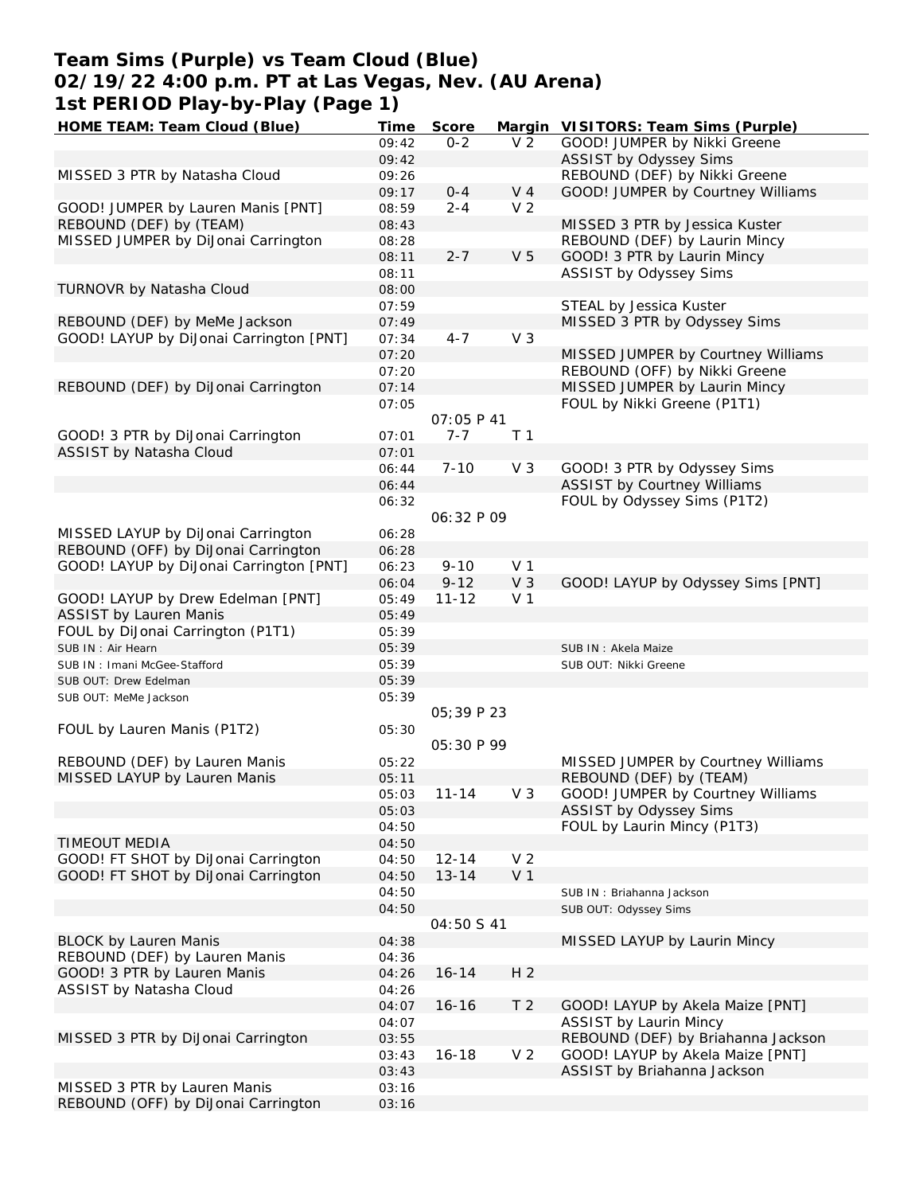# Team Sims (Purple) vs Team Cloud (Blue)
## 02/19/22 4:00 p.m. PT at Las Vegas, Nev. (AU Arena)
## 1st PERIOD Play-by-Play (Page 1)

| HOME TEAM: Team Cloud (Blue) | Time | Score | Margin | VISITORS: Team Sims (Purple) |
|---|---|---|---|---|
| | 09:42 | 0-2 | V 2 | GOOD! JUMPER by Nikki Greene |
| | 09:42 | | | ASSIST by Odyssey Sims |
| MISSED 3 PTR by Natasha Cloud | 09:26 | | | REBOUND (DEF) by Nikki Greene |
| | 09:17 | 0-4 | V 4 | GOOD! JUMPER by Courtney Williams |
| GOOD! JUMPER by Lauren Manis [PNT] | 08:59 | 2-4 | V 2 | |
| REBOUND (DEF) by (TEAM) | 08:43 | | | MISSED 3 PTR by Jessica Kuster |
| MISSED JUMPER by DiJonai Carrington | 08:28 | | | REBOUND (DEF) by Laurin Mincy |
| | 08:11 | 2-7 | V 5 | GOOD! 3 PTR by Laurin Mincy |
| | 08:11 | | | ASSIST by Odyssey Sims |
| TURNOVR by Natasha Cloud | 08:00 | | | |
| | 07:59 | | | STEAL by Jessica Kuster |
| REBOUND (DEF) by MeMe Jackson | 07:49 | | | MISSED 3 PTR by Odyssey Sims |
| GOOD! LAYUP by DiJonai Carrington [PNT] | 07:34 | 4-7 | V 3 | |
| | 07:20 | | | MISSED JUMPER by Courtney Williams |
| | 07:20 | | | REBOUND (OFF) by Nikki Greene |
| REBOUND (DEF) by DiJonai Carrington | 07:14 | | | MISSED JUMPER by Laurin Mincy |
| | 07:05 | | | FOUL by Nikki Greene (P1T1) |
| | | 07:05 P 41 | | |
| GOOD! 3 PTR by DiJonai Carrington | 07:01 | 7-7 | T 1 | |
| ASSIST by Natasha Cloud | 07:01 | | | |
| | 06:44 | 7-10 | V 3 | GOOD! 3 PTR by Odyssey Sims |
| | 06:44 | | | ASSIST by Courtney Williams |
| | 06:32 | | | FOUL by Odyssey Sims (P1T2) |
| | | 06:32 P 09 | | |
| MISSED LAYUP by DiJonai Carrington | 06:28 | | | |
| REBOUND (OFF) by DiJonai Carrington | 06:28 | | | |
| GOOD! LAYUP by DiJonai Carrington [PNT] | 06:23 | 9-10 | V 1 | |
| | 06:04 | 9-12 | V 3 | GOOD! LAYUP by Odyssey Sims [PNT] |
| GOOD! LAYUP by Drew Edelman [PNT] | 05:49 | 11-12 | V 1 | |
| ASSIST by Lauren Manis | 05:49 | | | |
| FOUL by DiJonai Carrington (P1T1) | 05:39 | | | |
| SUB IN : Air Hearn | 05:39 | | | SUB IN : Akela Maize |
| SUB IN : Imani McGee-Stafford | 05:39 | | | SUB OUT: Nikki Greene |
| SUB OUT: Drew Edelman | 05:39 | | | |
| SUB OUT: MeMe Jackson | 05:39 | | | |
| | | 05;39 P 23 | | |
| FOUL by Lauren Manis (P1T2) | 05:30 | | | |
| | | 05:30 P 99 | | |
| REBOUND (DEF) by Lauren Manis | 05:22 | | | MISSED JUMPER by Courtney Williams |
| MISSED LAYUP by Lauren Manis | 05:11 | | | REBOUND (DEF) by (TEAM) |
| | 05:03 | 11-14 | V 3 | GOOD! JUMPER by Courtney Williams |
| | 05:03 | | | ASSIST by Odyssey Sims |
| | 04:50 | | | FOUL by Laurin Mincy (P1T3) |
| TIMEOUT MEDIA | 04:50 | | | |
| GOOD! FT SHOT by DiJonai Carrington | 04:50 | 12-14 | V 2 | |
| GOOD! FT SHOT by DiJonai Carrington | 04:50 | 13-14 | V 1 | |
| | 04:50 | | | SUB IN : Briahanna Jackson |
| | 04:50 | | | SUB OUT: Odyssey Sims |
| | | 04:50 S 41 | | |
| BLOCK by Lauren Manis | 04:38 | | | MISSED LAYUP by Laurin Mincy |
| REBOUND (DEF) by Lauren Manis | 04:36 | | | |
| GOOD! 3 PTR by Lauren Manis | 04:26 | 16-14 | H 2 | |
| ASSIST by Natasha Cloud | 04:26 | | | |
| | 04:07 | 16-16 | T 2 | GOOD! LAYUP by Akela Maize [PNT] |
| | 04:07 | | | ASSIST by Laurin Mincy |
| MISSED 3 PTR by DiJonai Carrington | 03:55 | | | REBOUND (DEF) by Briahanna Jackson |
| | 03:43 | 16-18 | V 2 | GOOD! LAYUP by Akela Maize [PNT] |
| | 03:43 | | | ASSIST by Briahanna Jackson |
| MISSED 3 PTR by Lauren Manis | 03:16 | | | |
| REBOUND (OFF) by DiJonai Carrington | 03:16 | | | |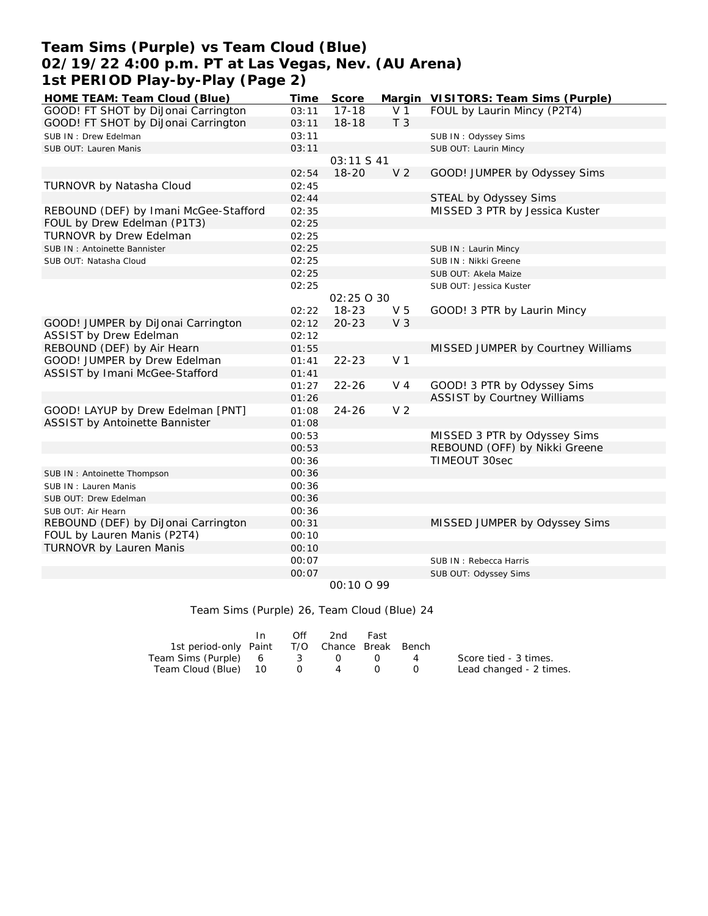# Team Sims (Purple) vs Team Cloud (Blue)
## 02/19/22 4:00 p.m. PT at Las Vegas, Nev. (AU Arena)
## 1st PERIOD Play-by-Play (Page 2)

| HOME TEAM: Team Cloud (Blue) | Time | Score | Margin | VISITORS: Team Sims (Purple) |
|---|---|---|---|---|
| GOOD! FT SHOT by DiJonai Carrington | 03:11 | 17-18 | V 1 | FOUL by Laurin Mincy (P2T4) |
| GOOD! FT SHOT by DiJonai Carrington | 03:11 | 18-18 | T 3 | |
| SUB IN : Drew Edelman | 03:11 | | | SUB IN : Odyssey Sims |
| SUB OUT: Lauren Manis | 03:11 | | | SUB OUT: Laurin Mincy |
| | | 03:11 S 41 | | |
| | 02:54 | 18-20 | V 2 | GOOD! JUMPER by Odyssey Sims |
| TURNOVR by Natasha Cloud | 02:45 | | | |
| | 02:44 | | | STEAL by Odyssey Sims |
| REBOUND (DEF) by Imani McGee-Stafford | 02:35 | | | MISSED 3 PTR by Jessica Kuster |
| FOUL by Drew Edelman (P1T3) | 02:25 | | | |
| TURNOVR by Drew Edelman | 02:25 | | | |
| SUB IN : Antoinette Bannister | 02:25 | | | SUB IN : Laurin Mincy |
| SUB OUT: Natasha Cloud | 02:25 | | | SUB IN : Nikki Greene |
| | 02:25 | | | SUB OUT: Akela Maize |
| | 02:25 | | | SUB OUT: Jessica Kuster |
| | | 02:25 O 30 | | |
| | 02:22 | 18-23 | V 5 | GOOD! 3 PTR by Laurin Mincy |
| GOOD! JUMPER by DiJonai Carrington | 02:12 | 20-23 | V 3 | |
| ASSIST by Drew Edelman | 02:12 | | | |
| REBOUND (DEF) by Air Hearn | 01:55 | | | MISSED JUMPER by Courtney Williams |
| GOOD! JUMPER by Drew Edelman | 01:41 | 22-23 | V 1 | |
| ASSIST by Imani McGee-Stafford | 01:41 | | | |
| | 01:27 | 22-26 | V 4 | GOOD! 3 PTR by Odyssey Sims |
| | 01:26 | | | ASSIST by Courtney Williams |
| GOOD! LAYUP by Drew Edelman [PNT] | 01:08 | 24-26 | V 2 | |
| ASSIST by Antoinette Bannister | 01:08 | | | |
| | 00:53 | | | MISSED 3 PTR by Odyssey Sims |
| | 00:53 | | | REBOUND (OFF) by Nikki Greene |
| | 00:36 | | | TIMEOUT 30sec |
| SUB IN : Antoinette Thompson | 00:36 | | | |
| SUB IN : Lauren Manis | 00:36 | | | |
| SUB OUT: Drew Edelman | 00:36 | | | |
| SUB OUT: Air Hearn | 00:36 | | | |
| REBOUND (DEF) by DiJonai Carrington | 00:31 | | | MISSED JUMPER by Odyssey Sims |
| FOUL by Lauren Manis (P2T4) | 00:10 | | | |
| TURNOVR by Lauren Manis | 00:10 | | | |
| | 00:07 | | | SUB IN : Rebecca Harris |
| | 00:07 | | | SUB OUT: Odyssey Sims |
| | | 00:10 O 99 | | |

Team Sims (Purple) 26, Team Cloud (Blue) 24

| 1st period-only | In Paint | Off T/O | 2nd Chance | Fast Break | Bench |
|---|---|---|---|---|---|
| Team Sims (Purple) | 6 | 3 | 0 | 0 | 4 |
| Team Cloud (Blue) | 10 | 0 | 4 | 0 | 0 |

Score tied - 3 times.
Lead changed - 2 times.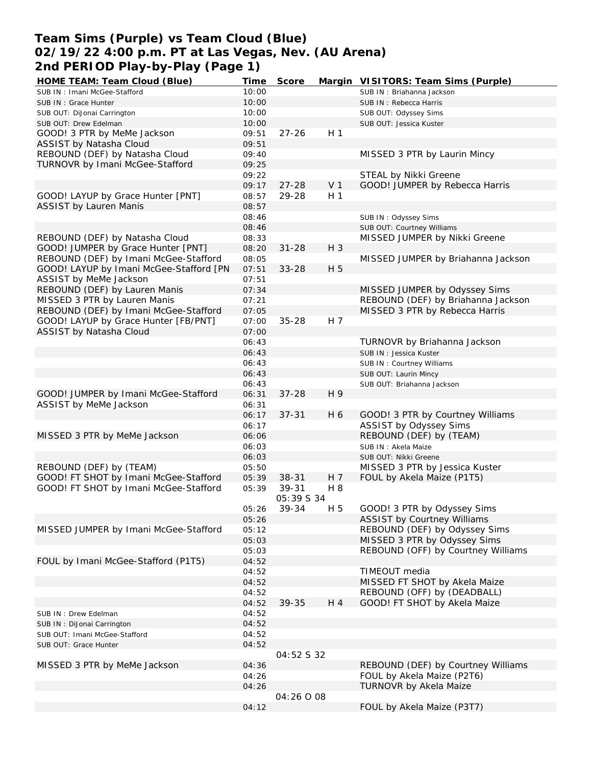# Team Sims (Purple) vs Team Cloud (Blue)
## 02/19/22 4:00 p.m. PT at Las Vegas, Nev. (AU Arena)
## 2nd PERIOD Play-by-Play (Page 1)

| HOME TEAM: Team Cloud (Blue) | Time | Score | Margin | VISITORS: Team Sims (Purple) |
|---|---|---|---|---|
| SUB IN : Imani McGee-Stafford | 10:00 | | | SUB IN : Briahanna Jackson |
| SUB IN : Grace Hunter | 10:00 | | | SUB IN : Rebecca Harris |
| SUB OUT: DiJonai Carrington | 10:00 | | | SUB OUT: Odyssey Sims |
| SUB OUT: Drew Edelman | 10:00 | | | SUB OUT: Jessica Kuster |
| GOOD! 3 PTR by MeMe Jackson | 09:51 | 27-26 | H 1 | |
| ASSIST by Natasha Cloud | 09:51 | | | |
| REBOUND (DEF) by Natasha Cloud | 09:40 | | | MISSED 3 PTR by Laurin Mincy |
| TURNOVR by Imani McGee-Stafford | 09:25 | | | |
| | 09:22 | | | STEAL by Nikki Greene |
| | 09:17 | 27-28 | V 1 | GOOD! JUMPER by Rebecca Harris |
| GOOD! LAYUP by Grace Hunter [PNT] | 08:57 | 29-28 | H 1 | |
| ASSIST by Lauren Manis | 08:57 | | | |
| | 08:46 | | | SUB IN : Odyssey Sims |
| | 08:46 | | | SUB OUT: Courtney Williams |
| REBOUND (DEF) by Natasha Cloud | 08:33 | | | MISSED JUMPER by Nikki Greene |
| GOOD! JUMPER by Grace Hunter [PNT] | 08:20 | 31-28 | H 3 | |
| REBOUND (DEF) by Imani McGee-Stafford | 08:05 | | | MISSED JUMPER by Briahanna Jackson |
| GOOD! LAYUP by Imani McGee-Stafford [PN | 07:51 | 33-28 | H 5 | |
| ASSIST by MeMe Jackson | 07:51 | | | |
| REBOUND (DEF) by Lauren Manis | 07:34 | | | MISSED JUMPER by Odyssey Sims |
| MISSED 3 PTR by Lauren Manis | 07:21 | | | REBOUND (DEF) by Briahanna Jackson |
| REBOUND (DEF) by Imani McGee-Stafford | 07:05 | | | MISSED 3 PTR by Rebecca Harris |
| GOOD! LAYUP by Grace Hunter [FB/PNT] | 07:00 | 35-28 | H 7 | |
| ASSIST by Natasha Cloud | 07:00 | | | |
| | 06:43 | | | TURNOVR by Briahanna Jackson |
| | 06:43 | | | SUB IN : Jessica Kuster |
| | 06:43 | | | SUB IN : Courtney Williams |
| | 06:43 | | | SUB OUT: Laurin Mincy |
| | 06:43 | | | SUB OUT: Briahanna Jackson |
| GOOD! JUMPER by Imani McGee-Stafford | 06:31 | 37-28 | H 9 | |
| ASSIST by MeMe Jackson | 06:31 | | | |
| | 06:17 | 37-31 | H 6 | GOOD! 3 PTR by Courtney Williams |
| | 06:17 | | | ASSIST by Odyssey Sims |
| MISSED 3 PTR by MeMe Jackson | 06:06 | | | REBOUND (DEF) by (TEAM) |
| | 06:03 | | | SUB IN : Akela Maize |
| | 06:03 | | | SUB OUT: Nikki Greene |
| REBOUND (DEF) by (TEAM) | 05:50 | | | MISSED 3 PTR by Jessica Kuster |
| GOOD! FT SHOT by Imani McGee-Stafford | 05:39 | 38-31 | H 7 | FOUL by Akela Maize (P1T5) |
| GOOD! FT SHOT by Imani McGee-Stafford | 05:39 | 39-31 | H 8 | |
| | | 05:39 S 34 | | |
| | 05:26 | 39-34 | H 5 | GOOD! 3 PTR by Odyssey Sims |
| | 05:26 | | | ASSIST by Courtney Williams |
| MISSED JUMPER by Imani McGee-Stafford | 05:12 | | | REBOUND (DEF) by Odyssey Sims |
| | 05:03 | | | MISSED 3 PTR by Odyssey Sims |
| | 05:03 | | | REBOUND (OFF) by Courtney Williams |
| FOUL by Imani McGee-Stafford (P1T5) | 04:52 | | | |
| | 04:52 | | | TIMEOUT media |
| | 04:52 | | | MISSED FT SHOT by Akela Maize |
| | 04:52 | | | REBOUND (OFF) by (DEADBALL) |
| | 04:52 | 39-35 | H 4 | GOOD! FT SHOT by Akela Maize |
| SUB IN : Drew Edelman | 04:52 | | | |
| SUB IN : DiJonai Carrington | 04:52 | | | |
| SUB OUT: Imani McGee-Stafford | 04:52 | | | |
| SUB OUT: Grace Hunter | 04:52 | | | |
| | | 04:52 S 32 | | |
| MISSED 3 PTR by MeMe Jackson | 04:36 | | | REBOUND (DEF) by Courtney Williams |
| | 04:26 | | | FOUL by Akela Maize (P2T6) |
| | 04:26 | | | TURNOVR by Akela Maize |
| | | 04:26 O 08 | | |
| | 04:12 | | | FOUL by Akela Maize (P3T7) |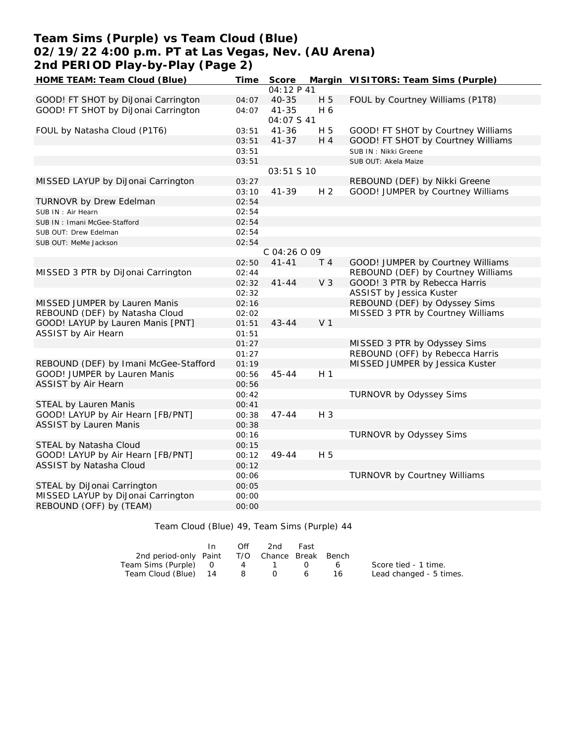# Team Sims (Purple) vs Team Cloud (Blue)
# 02/19/22 4:00 p.m. PT at Las Vegas, Nev. (AU Arena)
# 2nd PERIOD Play-by-Play (Page 2)

| HOME TEAM: Team Cloud (Blue) | Time | Score | Margin | VISITORS: Team Sims (Purple) |
|---|---|---|---|---|
| | | 04:12 P 41 | | |
| GOOD! FT SHOT by DiJonai Carrington | 04:07 | 40-35 | H 5 | FOUL by Courtney Williams (P1T8) |
| GOOD! FT SHOT by DiJonai Carrington | 04:07 | 41-35 | H 6 | |
| | | 04:07 S 41 | | |
| FOUL by Natasha Cloud (P1T6) | 03:51 | 41-36 | H 5 | GOOD! FT SHOT by Courtney Williams |
| | 03:51 | 41-37 | H 4 | GOOD! FT SHOT by Courtney Williams |
| | 03:51 | | | SUB IN : Nikki Greene |
| | 03:51 | | | SUB OUT: Akela Maize |
| | | 03:51 S 10 | | |
| MISSED LAYUP by DiJonai Carrington | 03:27 | | | REBOUND (DEF) by Nikki Greene |
| | 03:10 | 41-39 | H 2 | GOOD! JUMPER by Courtney Williams |
| TURNOVR by Drew Edelman | 02:54 | | | |
| SUB IN : Air Hearn | 02:54 | | | |
| SUB IN : Imani McGee-Stafford | 02:54 | | | |
| SUB OUT: Drew Edelman | 02:54 | | | |
| SUB OUT: MeMe Jackson | 02:54 | | | |
| | | C 04:26 O 09 | | |
| | 02:50 | 41-41 | T 4 | GOOD! JUMPER by Courtney Williams |
| MISSED 3 PTR by DiJonai Carrington | 02:44 | | | REBOUND (DEF) by Courtney Williams |
| | 02:32 | 41-44 | V 3 | GOOD! 3 PTR by Rebecca Harris |
| | 02:32 | | | ASSIST by Jessica Kuster |
| MISSED JUMPER by Lauren Manis | 02:16 | | | REBOUND (DEF) by Odyssey Sims |
| REBOUND (DEF) by Natasha Cloud | 02:02 | | | MISSED 3 PTR by Courtney Williams |
| GOOD! LAYUP by Lauren Manis [PNT] | 01:51 | 43-44 | V 1 | |
| ASSIST by Air Hearn | 01:51 | | | |
| | 01:27 | | | MISSED 3 PTR by Odyssey Sims |
| | 01:27 | | | REBOUND (OFF) by Rebecca Harris |
| REBOUND (DEF) by Imani McGee-Stafford | 01:19 | | | MISSED JUMPER by Jessica Kuster |
| GOOD! JUMPER by Lauren Manis | 00:56 | 45-44 | H 1 | |
| ASSIST by Air Hearn | 00:56 | | | |
| | 00:42 | | | TURNOVR by Odyssey Sims |
| STEAL by Lauren Manis | 00:41 | | | |
| GOOD! LAYUP by Air Hearn [FB/PNT] | 00:38 | 47-44 | H 3 | |
| ASSIST by Lauren Manis | 00:38 | | | |
| | 00:16 | | | TURNOVR by Odyssey Sims |
| STEAL by Natasha Cloud | 00:15 | | | |
| GOOD! LAYUP by Air Hearn [FB/PNT] | 00:12 | 49-44 | H 5 | |
| ASSIST by Natasha Cloud | 00:12 | | | |
| | 00:06 | | | TURNOVR by Courtney Williams |
| STEAL by DiJonai Carrington | 00:05 | | | |
| MISSED LAYUP by DiJonai Carrington | 00:00 | | | |
| REBOUND (OFF) by (TEAM) | 00:00 | | | |

Team Cloud (Blue) 49, Team Sims (Purple) 44

| 2nd period-only | In Paint | Off T/O | 2nd Chance | Fast Break | Bench |
|---|---|---|---|---|---|
| Team Sims (Purple) | 0 | 4 | 1 | 0 | 6 |
| Team Cloud (Blue) | 14 | 8 | 0 | 6 | 16 |

Score tied - 1 time.
Lead changed - 5 times.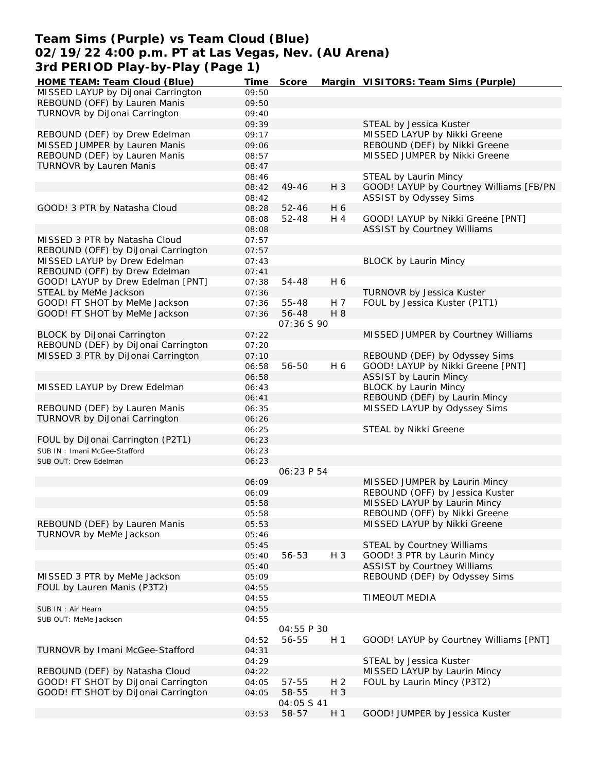# Team Sims (Purple) vs Team Cloud (Blue)
## 02/19/22 4:00 p.m. PT at Las Vegas, Nev. (AU Arena)
## 3rd PERIOD Play-by-Play (Page 1)

| HOME TEAM: Team Cloud (Blue) | Time | Score | Margin | VISITORS: Team Sims (Purple) |
|---|---|---|---|---|
| MISSED LAYUP by DiJonai Carrington | 09:50 | | | |
| REBOUND (OFF) by Lauren Manis | 09:50 | | | |
| TURNOVR by DiJonai Carrington | 09:40 | | | |
| | 09:39 | | | STEAL by Jessica Kuster |
| REBOUND (DEF) by Drew Edelman | 09:17 | | | MISSED LAYUP by Nikki Greene |
| MISSED JUMPER by Lauren Manis | 09:06 | | | REBOUND (DEF) by Nikki Greene |
| REBOUND (DEF) by Lauren Manis | 08:57 | | | MISSED JUMPER by Nikki Greene |
| TURNOVR by Lauren Manis | 08:47 | | | |
| | 08:46 | | | STEAL by Laurin Mincy |
| | 08:42 | 49-46 | H 3 | GOOD! LAYUP by Courtney Williams [FB/PN |
| | 08:42 | | | ASSIST by Odyssey Sims |
| GOOD! 3 PTR by Natasha Cloud | 08:28 | 52-46 | H 6 | |
| | 08:08 | 52-48 | H 4 | GOOD! LAYUP by Nikki Greene [PNT] |
| | 08:08 | | | ASSIST by Courtney Williams |
| MISSED 3 PTR by Natasha Cloud | 07:57 | | | |
| REBOUND (OFF) by DiJonai Carrington | 07:57 | | | |
| MISSED LAYUP by Drew Edelman | 07:43 | | | BLOCK by Laurin Mincy |
| REBOUND (OFF) by Drew Edelman | 07:41 | | | |
| GOOD! LAYUP by Drew Edelman [PNT] | 07:38 | 54-48 | H 6 | |
| STEAL by MeMe Jackson | 07:36 | | | TURNOVR by Jessica Kuster |
| GOOD! FT SHOT by MeMe Jackson | 07:36 | 55-48 | H 7 | FOUL by Jessica Kuster (P1T1) |
| GOOD! FT SHOT by MeMe Jackson | 07:36 | 56-48 | H 8 | |
| | | 07:36 S 90 | | |
| BLOCK by DiJonai Carrington | 07:22 | | | MISSED JUMPER by Courtney Williams |
| REBOUND (DEF) by DiJonai Carrington | 07:20 | | | |
| MISSED 3 PTR by DiJonai Carrington | 07:10 | | | REBOUND (DEF) by Odyssey Sims |
| | 06:58 | 56-50 | H 6 | GOOD! LAYUP by Nikki Greene [PNT] |
| | 06:58 | | | ASSIST by Laurin Mincy |
| MISSED LAYUP by Drew Edelman | 06:43 | | | BLOCK by Laurin Mincy |
| | 06:41 | | | REBOUND (DEF) by Laurin Mincy |
| REBOUND (DEF) by Lauren Manis | 06:35 | | | MISSED LAYUP by Odyssey Sims |
| TURNOVR by DiJonai Carrington | 06:26 | | | |
| | 06:25 | | | STEAL by Nikki Greene |
| FOUL by DiJonai Carrington (P2T1) | 06:23 | | | |
| SUB IN : Imani McGee-Stafford | 06:23 | | | |
| SUB OUT: Drew Edelman | 06:23 | | | |
| | | 06:23 P 54 | | |
| | 06:09 | | | MISSED JUMPER by Laurin Mincy |
| | 06:09 | | | REBOUND (OFF) by Jessica Kuster |
| | 05:58 | | | MISSED LAYUP by Laurin Mincy |
| | 05:58 | | | REBOUND (OFF) by Nikki Greene |
| REBOUND (DEF) by Lauren Manis | 05:53 | | | MISSED LAYUP by Nikki Greene |
| TURNOVR by MeMe Jackson | 05:46 | | | |
| | 05:45 | | | STEAL by Courtney Williams |
| | 05:40 | 56-53 | H 3 | GOOD! 3 PTR by Laurin Mincy |
| | 05:40 | | | ASSIST by Courtney Williams |
| MISSED 3 PTR by MeMe Jackson | 05:09 | | | REBOUND (DEF) by Odyssey Sims |
| FOUL by Lauren Manis (P3T2) | 04:55 | | | |
| | 04:55 | | | TIMEOUT MEDIA |
| SUB IN : Air Hearn | 04:55 | | | |
| SUB OUT: MeMe Jackson | 04:55 | | | |
| | | 04:55 P 30 | | |
| | 04:52 | 56-55 | H 1 | GOOD! LAYUP by Courtney Williams [PNT] |
| TURNOVR by Imani McGee-Stafford | 04:31 | | | |
| | 04:29 | | | STEAL by Jessica Kuster |
| REBOUND (DEF) by Natasha Cloud | 04:22 | | | MISSED LAYUP by Laurin Mincy |
| GOOD! FT SHOT by DiJonai Carrington | 04:05 | 57-55 | H 2 | FOUL by Laurin Mincy (P3T2) |
| GOOD! FT SHOT by DiJonai Carrington | 04:05 | 58-55 | H 3 | |
| | | 04:05 S 41 | | |
| | 03:53 | 58-57 | H 1 | GOOD! JUMPER by Jessica Kuster |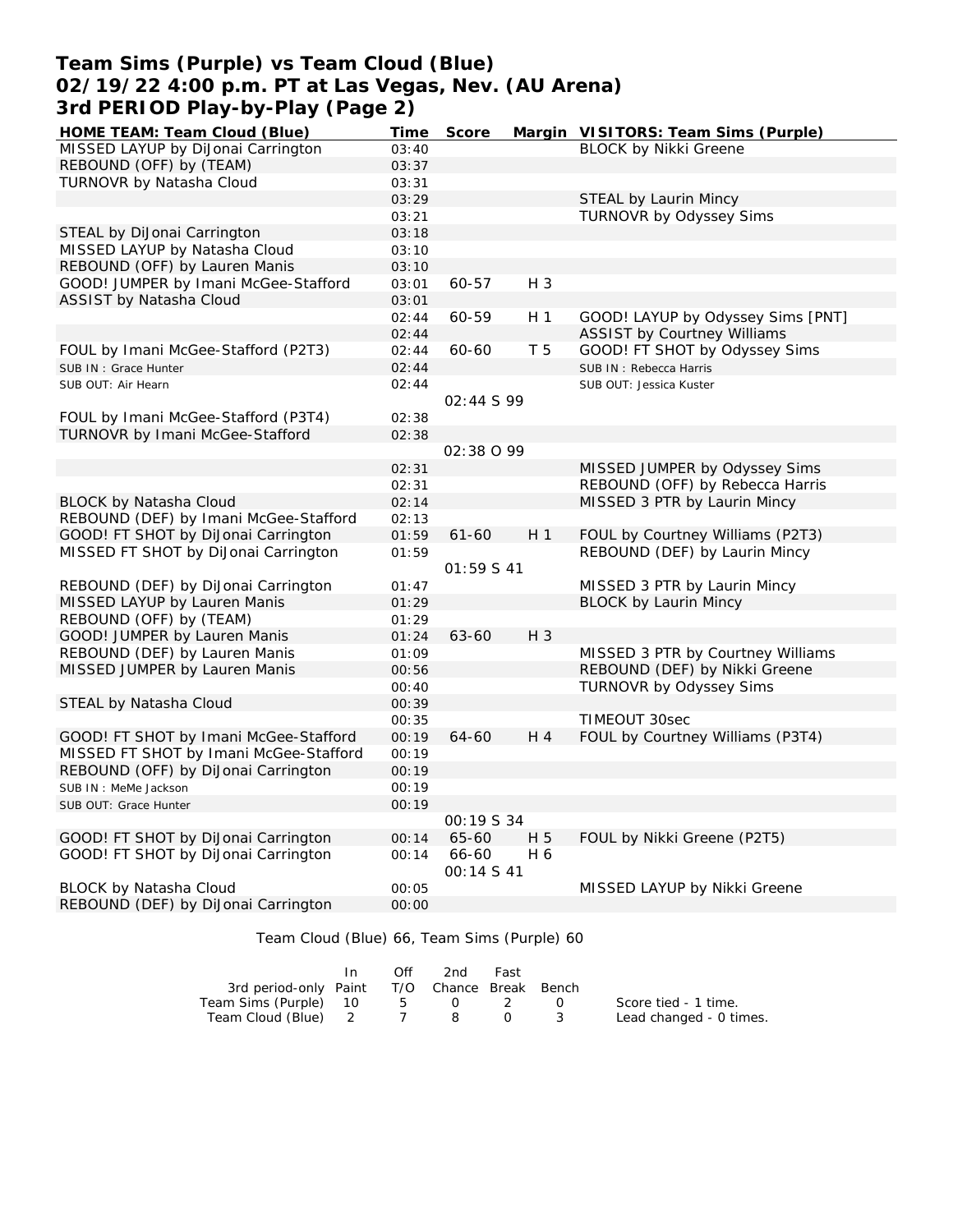# Team Sims (Purple) vs Team Cloud (Blue)
## 02/19/22 4:00 p.m. PT at Las Vegas, Nev. (AU Arena)
## 3rd PERIOD Play-by-Play (Page 2)

| HOME TEAM: Team Cloud (Blue) | Time | Score | Margin | VISITORS: Team Sims (Purple) |
|---|---|---|---|---|
| MISSED LAYUP by DiJonai Carrington | 03:40 | | | BLOCK by Nikki Greene |
| REBOUND (OFF) by (TEAM) | 03:37 | | | |
| TURNOVR by Natasha Cloud | 03:31 | | | |
| | 03:29 | | | STEAL by Laurin Mincy |
| | 03:21 | | | TURNOVR by Odyssey Sims |
| STEAL by DiJonai Carrington | 03:18 | | | |
| MISSED LAYUP by Natasha Cloud | 03:10 | | | |
| REBOUND (OFF) by Lauren Manis | 03:10 | | | |
| GOOD! JUMPER by Imani McGee-Stafford | 03:01 | 60-57 | H 3 | |
| ASSIST by Natasha Cloud | 03:01 | | | |
| | 02:44 | 60-59 | H 1 | GOOD! LAYUP by Odyssey Sims [PNT] |
| | 02:44 | | | ASSIST by Courtney Williams |
| FOUL by Imani McGee-Stafford (P2T3) | 02:44 | 60-60 | T 5 | GOOD! FT SHOT by Odyssey Sims |
| SUB IN : Grace Hunter | 02:44 | | | SUB IN : Rebecca Harris |
| SUB OUT: Air Hearn | 02:44 | | | SUB OUT: Jessica Kuster |
| | | 02:44 S 99 | | |
| FOUL by Imani McGee-Stafford (P3T4) | 02:38 | | | |
| TURNOVR by Imani McGee-Stafford | 02:38 | | | |
| | | 02:38 O 99 | | |
| | 02:31 | | | MISSED JUMPER by Odyssey Sims |
| | 02:31 | | | REBOUND (OFF) by Rebecca Harris |
| BLOCK by Natasha Cloud | 02:14 | | | MISSED 3 PTR by Laurin Mincy |
| REBOUND (DEF) by Imani McGee-Stafford | 02:13 | | | |
| GOOD! FT SHOT by DiJonai Carrington | 01:59 | 61-60 | H 1 | FOUL by Courtney Williams (P2T3) |
| MISSED FT SHOT by DiJonai Carrington | 01:59 | | | REBOUND (DEF) by Laurin Mincy |
| | | 01:59 S 41 | | |
| REBOUND (DEF) by DiJonai Carrington | 01:47 | | | MISSED 3 PTR by Laurin Mincy |
| MISSED LAYUP by Lauren Manis | 01:29 | | | BLOCK by Laurin Mincy |
| REBOUND (OFF) by (TEAM) | 01:29 | | | |
| GOOD! JUMPER by Lauren Manis | 01:24 | 63-60 | H 3 | |
| REBOUND (DEF) by Lauren Manis | 01:09 | | | MISSED 3 PTR by Courtney Williams |
| MISSED JUMPER by Lauren Manis | 00:56 | | | REBOUND (DEF) by Nikki Greene |
| | 00:40 | | | TURNOVR by Odyssey Sims |
| STEAL by Natasha Cloud | 00:39 | | | |
| | 00:35 | | | TIMEOUT 30sec |
| GOOD! FT SHOT by Imani McGee-Stafford | 00:19 | 64-60 | H 4 | FOUL by Courtney Williams (P3T4) |
| MISSED FT SHOT by Imani McGee-Stafford | 00:19 | | | |
| REBOUND (OFF) by DiJonai Carrington | 00:19 | | | |
| SUB IN : MeMe Jackson | 00:19 | | | |
| SUB OUT: Grace Hunter | 00:19 | | | |
| | | 00:19 S 34 | | |
| GOOD! FT SHOT by DiJonai Carrington | 00:14 | 65-60 | H 5 | FOUL by Nikki Greene (P2T5) |
| GOOD! FT SHOT by DiJonai Carrington | 00:14 | 66-60 | H 6 | |
| | | 00:14 S 41 | | |
| BLOCK by Natasha Cloud | 00:05 | | | MISSED LAYUP by Nikki Greene |
| REBOUND (DEF) by DiJonai Carrington | 00:00 | | | |

Team Cloud (Blue) 66, Team Sims (Purple) 60

| 3rd period-only | In Paint | Off T/O | 2nd Chance | Fast Break | Bench |
|---|---|---|---|---|---|
| Team Sims (Purple) | 10 | 5 | 0 | 2 | 0 |
| Team Cloud (Blue) | 2 | 7 | 8 | 0 | 3 |

Score tied - 1 time.
Lead changed - 0 times.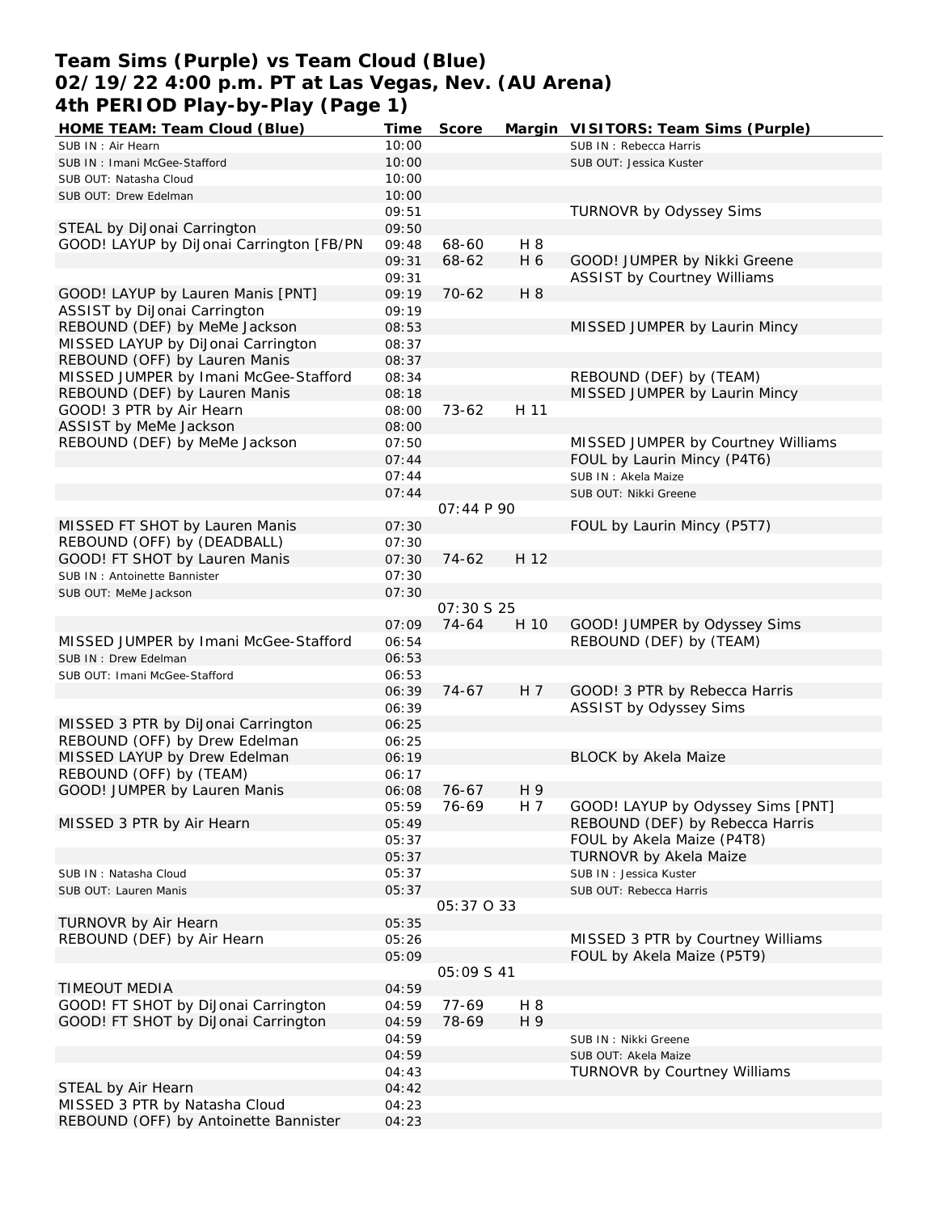# Team Sims (Purple) vs Team Cloud (Blue)
## 02/19/22 4:00 p.m. PT at Las Vegas, Nev. (AU Arena)
## 4th PERIOD Play-by-Play (Page 1)

| HOME TEAM: Team Cloud (Blue) | Time | Score | Margin | VISITORS: Team Sims (Purple) |
|---|---|---|---|---|
| SUB IN : Air Hearn | 10:00 | | | SUB IN : Rebecca Harris |
| SUB IN : Imani McGee-Stafford | 10:00 | | | SUB OUT: Jessica Kuster |
| SUB OUT: Natasha Cloud | 10:00 | | | |
| SUB OUT: Drew Edelman | 10:00 | | | |
| | 09:51 | | | TURNOVR by Odyssey Sims |
| STEAL by DiJonai Carrington | 09:50 | | | |
| GOOD! LAYUP by DiJonai Carrington [FB/PN | 09:48 | 68-60 | H 8 | |
| | 09:31 | 68-62 | H 6 | GOOD! JUMPER by Nikki Greene |
| | 09:31 | | | ASSIST by Courtney Williams |
| GOOD! LAYUP by Lauren Manis [PNT] | 09:19 | 70-62 | H 8 | |
| ASSIST by DiJonai Carrington | 09:19 | | | |
| REBOUND (DEF) by MeMe Jackson | 08:53 | | | MISSED JUMPER by Laurin Mincy |
| MISSED LAYUP by DiJonai Carrington | 08:37 | | | |
| REBOUND (OFF) by Lauren Manis | 08:37 | | | |
| MISSED JUMPER by Imani McGee-Stafford | 08:34 | | | REBOUND (DEF) by (TEAM) |
| REBOUND (DEF) by Lauren Manis | 08:18 | | | MISSED JUMPER by Laurin Mincy |
| GOOD! 3 PTR by Air Hearn | 08:00 | 73-62 | H 11 | |
| ASSIST by MeMe Jackson | 08:00 | | | |
| REBOUND (DEF) by MeMe Jackson | 07:50 | | | MISSED JUMPER by Courtney Williams |
| | 07:44 | | | FOUL by Laurin Mincy (P4T6) |
| | 07:44 | | | SUB IN : Akela Maize |
| | 07:44 | | | SUB OUT: Nikki Greene |
| | | 07:44 P 90 | | |
| MISSED FT SHOT by Lauren Manis | 07:30 | | | FOUL by Laurin Mincy (P5T7) |
| REBOUND (OFF) by (DEADBALL) | 07:30 | | | |
| GOOD! FT SHOT by Lauren Manis | 07:30 | 74-62 | H 12 | |
| SUB IN : Antoinette Bannister | 07:30 | | | |
| SUB OUT: MeMe Jackson | 07:30 | | | |
| | | 07:30 S 25 | | |
| | 07:09 | 74-64 | H 10 | GOOD! JUMPER by Odyssey Sims |
| MISSED JUMPER by Imani McGee-Stafford | 06:54 | | | REBOUND (DEF) by (TEAM) |
| SUB IN : Drew Edelman | 06:53 | | | |
| SUB OUT: Imani McGee-Stafford | 06:53 | | | |
| | 06:39 | 74-67 | H 7 | GOOD! 3 PTR by Rebecca Harris |
| | 06:39 | | | ASSIST by Odyssey Sims |
| MISSED 3 PTR by DiJonai Carrington | 06:25 | | | |
| REBOUND (OFF) by Drew Edelman | 06:25 | | | |
| MISSED LAYUP by Drew Edelman | 06:19 | | | BLOCK by Akela Maize |
| REBOUND (OFF) by (TEAM) | 06:17 | | | |
| GOOD! JUMPER by Lauren Manis | 06:08 | 76-67 | H 9 | |
| | 05:59 | 76-69 | H 7 | GOOD! LAYUP by Odyssey Sims [PNT] |
| MISSED 3 PTR by Air Hearn | 05:49 | | | REBOUND (DEF) by Rebecca Harris |
| | 05:37 | | | FOUL by Akela Maize (P4T8) |
| | 05:37 | | | TURNOVR by Akela Maize |
| SUB IN : Natasha Cloud | 05:37 | | | SUB IN : Jessica Kuster |
| SUB OUT: Lauren Manis | 05:37 | | | SUB OUT: Rebecca Harris |
| | | 05:37 O 33 | | |
| TURNOVR by Air Hearn | 05:35 | | | |
| REBOUND (DEF) by Air Hearn | 05:26 | | | MISSED 3 PTR by Courtney Williams |
| | 05:09 | | | FOUL by Akela Maize (P5T9) |
| | | 05:09 S 41 | | |
| TIMEOUT MEDIA | 04:59 | | | |
| GOOD! FT SHOT by DiJonai Carrington | 04:59 | 77-69 | H 8 | |
| GOOD! FT SHOT by DiJonai Carrington | 04:59 | 78-69 | H 9 | |
| | 04:59 | | | SUB IN : Nikki Greene |
| | 04:59 | | | SUB OUT: Akela Maize |
| | 04:43 | | | TURNOVR by Courtney Williams |
| STEAL by Air Hearn | 04:42 | | | |
| MISSED 3 PTR by Natasha Cloud | 04:23 | | | |
| REBOUND (OFF) by Antoinette Bannister | 04:23 | | | |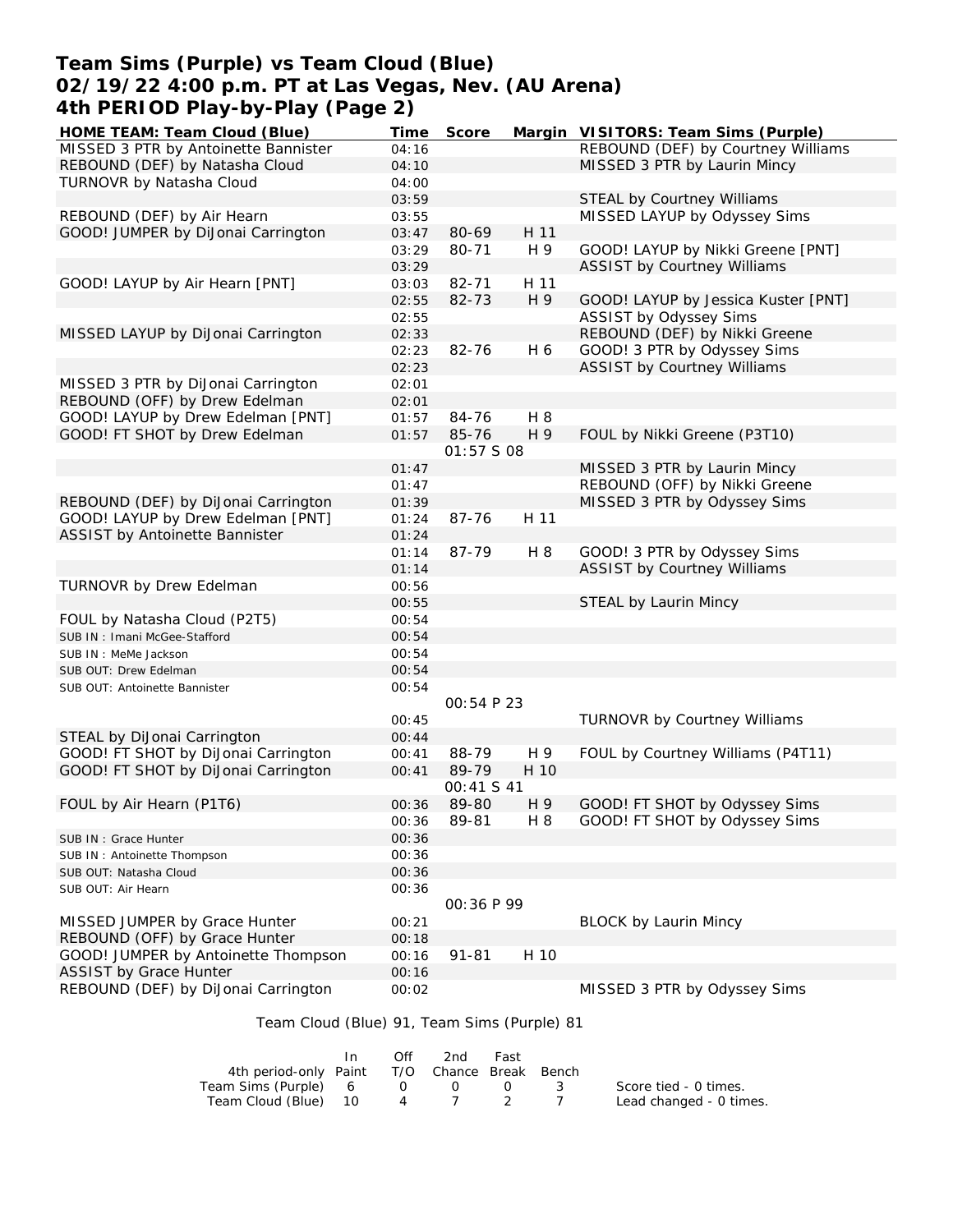# Team Sims (Purple) vs Team Cloud (Blue)
## 02/19/22 4:00 p.m. PT at Las Vegas, Nev. (AU Arena)
## 4th PERIOD Play-by-Play (Page 2)

| HOME TEAM: Team Cloud (Blue) | Time | Score | Margin | VISITORS: Team Sims (Purple) |
|---|---|---|---|---|
| MISSED 3 PTR by Antoinette Bannister | 04:16 | | | REBOUND (DEF) by Courtney Williams |
| REBOUND (DEF) by Natasha Cloud | 04:10 | | | MISSED 3 PTR by Laurin Mincy |
| TURNOVR by Natasha Cloud | 04:00 | | | |
| | 03:59 | | | STEAL by Courtney Williams |
| REBOUND (DEF) by Air Hearn | 03:55 | | | MISSED LAYUP by Odyssey Sims |
| GOOD! JUMPER by DiJonai Carrington | 03:47 | 80-69 | H 11 | |
| | 03:29 | 80-71 | H 9 | GOOD! LAYUP by Nikki Greene [PNT] |
| | 03:29 | | | ASSIST by Courtney Williams |
| GOOD! LAYUP by Air Hearn [PNT] | 03:03 | 82-71 | H 11 | |
| | 02:55 | 82-73 | H 9 | GOOD! LAYUP by Jessica Kuster [PNT] |
| | 02:55 | | | ASSIST by Odyssey Sims |
| MISSED LAYUP by DiJonai Carrington | 02:33 | | | REBOUND (DEF) by Nikki Greene |
| | 02:23 | 82-76 | H 6 | GOOD! 3 PTR by Odyssey Sims |
| | 02:23 | | | ASSIST by Courtney Williams |
| MISSED 3 PTR by DiJonai Carrington | 02:01 | | | |
| REBOUND (OFF) by Drew Edelman | 02:01 | | | |
| GOOD! LAYUP by Drew Edelman [PNT] | 01:57 | 84-76 | H 8 | |
| GOOD! FT SHOT by Drew Edelman | 01:57 | 85-76 | H 9 | FOUL by Nikki Greene (P3T10) |
| | | 01:57 S 08 | | |
| | 01:47 | | | MISSED 3 PTR by Laurin Mincy |
| | 01:47 | | | REBOUND (OFF) by Nikki Greene |
| REBOUND (DEF) by DiJonai Carrington | 01:39 | | | MISSED 3 PTR by Odyssey Sims |
| GOOD! LAYUP by Drew Edelman [PNT] | 01:24 | 87-76 | H 11 | |
| ASSIST by Antoinette Bannister | 01:24 | | | |
| | 01:14 | 87-79 | H 8 | GOOD! 3 PTR by Odyssey Sims |
| | 01:14 | | | ASSIST by Courtney Williams |
| TURNOVR by Drew Edelman | 00:56 | | | |
| | 00:55 | | | STEAL by Laurin Mincy |
| FOUL by Natasha Cloud (P2T5) | 00:54 | | | |
| SUB IN : Imani McGee-Stafford | 00:54 | | | |
| SUB IN : MeMe Jackson | 00:54 | | | |
| SUB OUT: Drew Edelman | 00:54 | | | |
| SUB OUT: Antoinette Bannister | 00:54 | | | |
| | | 00:54 P 23 | | |
| | 00:45 | | | TURNOVR by Courtney Williams |
| STEAL by DiJonai Carrington | 00:44 | | | |
| GOOD! FT SHOT by DiJonai Carrington | 00:41 | 88-79 | H 9 | FOUL by Courtney Williams (P4T11) |
| GOOD! FT SHOT by DiJonai Carrington | 00:41 | 89-79 | H 10 | |
| | | 00:41 S 41 | | |
| FOUL by Air Hearn (P1T6) | 00:36 | 89-80 | H 9 | GOOD! FT SHOT by Odyssey Sims |
| | 00:36 | 89-81 | H 8 | GOOD! FT SHOT by Odyssey Sims |
| SUB IN : Grace Hunter | 00:36 | | | |
| SUB IN : Antoinette Thompson | 00:36 | | | |
| SUB OUT: Natasha Cloud | 00:36 | | | |
| SUB OUT: Air Hearn | 00:36 | | | |
| | | 00:36 P 99 | | |
| MISSED JUMPER by Grace Hunter | 00:21 | | | BLOCK by Laurin Mincy |
| REBOUND (OFF) by Grace Hunter | 00:18 | | | |
| GOOD! JUMPER by Antoinette Thompson | 00:16 | 91-81 | H 10 | |
| ASSIST by Grace Hunter | 00:16 | | | |
| REBOUND (DEF) by DiJonai Carrington | 00:02 | | | MISSED 3 PTR by Odyssey Sims |

Team Cloud (Blue) 91, Team Sims (Purple) 81

| 4th period-only | In Paint | Off T/O | 2nd Chance | Fast Break | Bench |
|---|---|---|---|---|---|
| Team Sims (Purple) | 6 | 0 | 0 | 0 | 3 |
| Team Cloud (Blue) | 10 | 4 | 7 | 2 | 7 |

Score tied - 0 times.
Lead changed - 0 times.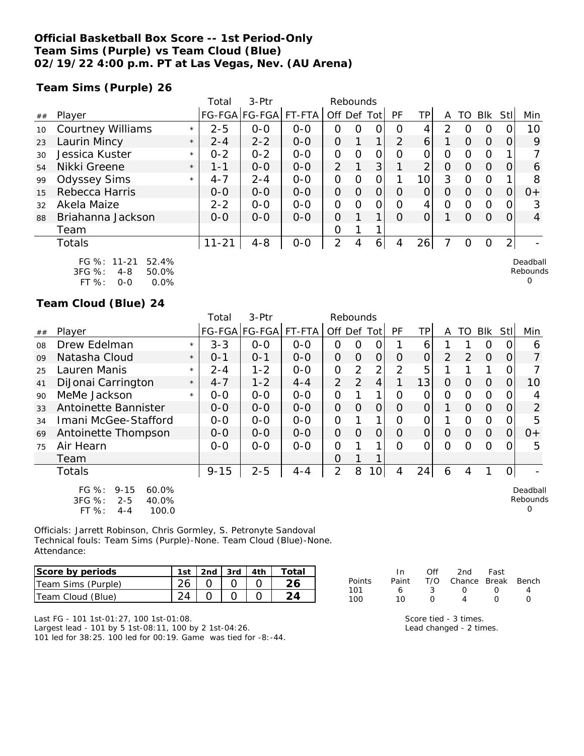**Official Basketball Box Score -- 1st Period-Only**
**Team Sims (Purple) vs Team Cloud (Blue)**
**02/19/22 4:00 p.m. PT at Las Vegas, Nev. (AU Arena)**

**Team Sims (Purple) 26**

| ## | Player | | Total FG-FGA | 3-Ptr FG-FGA | FT-FTA | Rebounds Off | Def | Tot | PF | TP | A | TO | Blk | Stl | Min |
|---|---|---|---|---|---|---|---|---|---|---|---|---|---|---|---|
| 10 | Courtney Williams | * | 2-5 | 0-0 | 0-0 | 0 | 0 | 0 | 0 | 4 | 2 | 0 | 0 | 0 | 10 |
| 23 | Laurin Mincy | * | 2-4 | 2-2 | 0-0 | 0 | 1 | 1 | 2 | 6 | 1 | 0 | 0 | 0 | 9 |
| 30 | Jessica Kuster | * | 0-2 | 0-2 | 0-0 | 0 | 0 | 0 | 0 | 0 | 0 | 0 | 0 | 1 | 7 |
| 54 | Nikki Greene | * | 1-1 | 0-0 | 0-0 | 2 | 1 | 3 | 1 | 2 | 0 | 0 | 0 | 0 | 6 |
| 99 | Odyssey Sims | * | 4-7 | 2-4 | 0-0 | 0 | 0 | 0 | 1 | 10 | 3 | 0 | 0 | 1 | 8 |
| 15 | Rebecca Harris | | 0-0 | 0-0 | 0-0 | 0 | 0 | 0 | 0 | 0 | 0 | 0 | 0 | 0 | 0+ |
| 32 | Akela Maize | | 2-2 | 0-0 | 0-0 | 0 | 0 | 0 | 0 | 4 | 0 | 0 | 0 | 0 | 3 |
| 88 | Briahanna Jackson | | 0-0 | 0-0 | 0-0 | 0 | 1 | 1 | 0 | 0 | 1 | 0 | 0 | 0 | 4 |
| | Team | | | | | 0 | 1 | 1 | | | | | | | |
| | Totals | | 11-21 | 4-8 | 0-0 | 2 | 4 | 6 | 4 | 26 | 7 | 0 | 0 | 2 | - |

FG %: 11-21 52.4%
3FG %: 4-8 50.0%
FT %: 0-0 0.0%

Deadball Rebounds 0

**Team Cloud (Blue) 24**

| ## | Player | | Total FG-FGA | 3-Ptr FG-FGA | FT-FTA | Rebounds Off | Def | Tot | PF | TP | A | TO | Blk | Stl | Min |
|---|---|---|---|---|---|---|---|---|---|---|---|---|---|---|---|
| 08 | Drew Edelman | * | 3-3 | 0-0 | 0-0 | 0 | 0 | 0 | 1 | 6 | 1 | 1 | 0 | 0 | 6 |
| 09 | Natasha Cloud | * | 0-1 | 0-1 | 0-0 | 0 | 0 | 0 | 0 | 0 | 2 | 2 | 0 | 0 | 7 |
| 25 | Lauren Manis | * | 2-4 | 1-2 | 0-0 | 0 | 2 | 2 | 2 | 5 | 1 | 1 | 1 | 0 | 7 |
| 41 | DiJonai Carrington | * | 4-7 | 1-2 | 4-4 | 2 | 2 | 4 | 1 | 13 | 0 | 0 | 0 | 0 | 10 |
| 90 | MeMe Jackson | * | 0-0 | 0-0 | 0-0 | 0 | 1 | 1 | 0 | 0 | 0 | 0 | 0 | 0 | 4 |
| 33 | Antoinette Bannister | | 0-0 | 0-0 | 0-0 | 0 | 0 | 0 | 0 | 0 | 1 | 0 | 0 | 0 | 2 |
| 34 | Imani McGee-Stafford | | 0-0 | 0-0 | 0-0 | 0 | 1 | 1 | 0 | 0 | 1 | 0 | 0 | 0 | 5 |
| 69 | Antoinette Thompson | | 0-0 | 0-0 | 0-0 | 0 | 0 | 0 | 0 | 0 | 0 | 0 | 0 | 0 | 0+ |
| 75 | Air Hearn | | 0-0 | 0-0 | 0-0 | 0 | 1 | 1 | 0 | 0 | 0 | 0 | 0 | 0 | 5 |
| | Team | | | | | 0 | 1 | 1 | | | | | | | |
| | Totals | | 9-15 | 2-5 | 4-4 | 2 | 8 | 10 | 4 | 24 | 6 | 4 | 1 | 0 | - |

FG %: 9-15 60.0%
3FG %: 2-5 40.0%
FT %: 4-4 100.0

Deadball Rebounds 0

Officials: Jarrett Robinson, Chris Gormley, S. Petronyte Sandoval
Technical fouls: Team Sims (Purple)-None. Team Cloud (Blue)-None.
Attendance:

| Score by periods | 1st | 2nd | 3rd | 4th | Total |
|---|---|---|---|---|---|
| Team Sims (Purple) | 26 | 0 | 0 | 0 | 26 |
| Team Cloud (Blue) | 24 | 0 | 0 | 0 | 24 |

| Points | In Paint | Off T/O | 2nd Chance | Fast Break | Bench |
|---|---|---|---|---|---|
| 101 | 6 | 3 | 0 | 0 | 4 |
| 100 | 10 | 0 | 4 | 0 | 0 |

Last FG - 101 1st-01:27, 100 1st-01:08.
Largest lead - 101 by 5 1st-08:11, 100 by 2 1st-04:26.
101 led for 38:25. 100 led for 00:19. Game was tied for -8:-44.

Score tied - 3 times.
Lead changed - 2 times.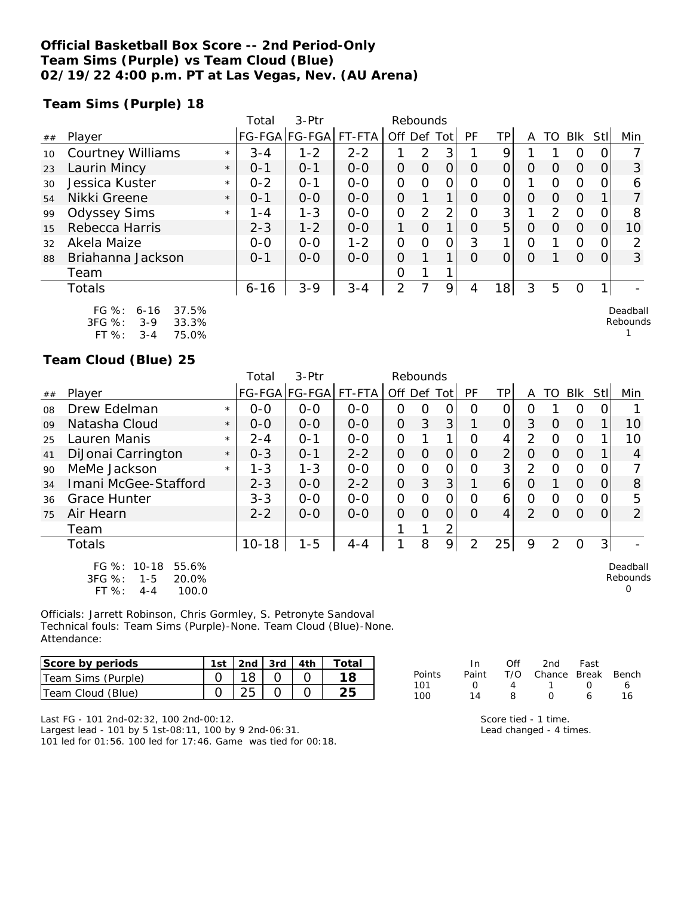**Official Basketball Box Score -- 2nd Period-Only**
**Team Sims (Purple) vs Team Cloud (Blue)**
**02/19/22 4:00 p.m. PT at Las Vegas, Nev. (AU Arena)**

**Team Sims (Purple) 18**

| ## | Player | | Total FG-FGA | 3-Ptr FG-FGA | FT-FTA | Off | Def | Tot | PF | TP | A | TO | Blk | Stl | Min |
|---|---|---|---|---|---|---|---|---|---|---|---|---|---|---|---|
| 10 | Courtney Williams | * | 3-4 | 1-2 | 2-2 | 1 | 2 | 3 | 1 | 9 | 1 | 1 | 0 | 0 | 7 |
| 23 | Laurin Mincy | * | 0-1 | 0-1 | 0-0 | 0 | 0 | 0 | 0 | 0 | 0 | 0 | 0 | 0 | 3 |
| 30 | Jessica Kuster | * | 0-2 | 0-1 | 0-0 | 0 | 0 | 0 | 0 | 0 | 1 | 0 | 0 | 0 | 6 |
| 54 | Nikki Greene | * | 0-1 | 0-0 | 0-0 | 0 | 1 | 1 | 0 | 0 | 0 | 0 | 0 | 1 | 7 |
| 99 | Odyssey Sims | * | 1-4 | 1-3 | 0-0 | 0 | 2 | 2 | 0 | 3 | 1 | 2 | 0 | 0 | 8 |
| 15 | Rebecca Harris | | 2-3 | 1-2 | 0-0 | 1 | 0 | 1 | 0 | 5 | 0 | 0 | 0 | 0 | 10 |
| 32 | Akela Maize | | 0-0 | 0-0 | 1-2 | 0 | 0 | 0 | 3 | 1 | 0 | 1 | 0 | 0 | 2 |
| 88 | Briahanna Jackson | | 0-1 | 0-0 | 0-0 | 0 | 1 | 1 | 0 | 0 | 0 | 1 | 0 | 0 | 3 |
| | Team | | | | | 0 | 1 | 1 | | | | | | | |
| | Totals | | 6-16 | 3-9 | 3-4 | 2 | 7 | 9 | 4 | 18 | 3 | 5 | 0 | 1 | - |

FG %: 6-16 37.5%
3FG %: 3-9 33.3%
FT %: 3-4 75.0%

Deadball Rebounds 1

**Team Cloud (Blue) 25**

| ## | Player | | Total FG-FGA | 3-Ptr FG-FGA | FT-FTA | Off | Def | Tot | PF | TP | A | TO | Blk | Stl | Min |
|---|---|---|---|---|---|---|---|---|---|---|---|---|---|---|---|
| 08 | Drew Edelman | * | 0-0 | 0-0 | 0-0 | 0 | 0 | 0 | 0 | 0 | 0 | 1 | 0 | 0 | 1 |
| 09 | Natasha Cloud | * | 0-0 | 0-0 | 0-0 | 0 | 3 | 3 | 1 | 0 | 3 | 0 | 0 | 1 | 10 |
| 25 | Lauren Manis | * | 2-4 | 0-1 | 0-0 | 0 | 1 | 1 | 0 | 4 | 2 | 0 | 0 | 1 | 10 |
| 41 | DiJonai Carrington | * | 0-3 | 0-1 | 2-2 | 0 | 0 | 0 | 0 | 2 | 0 | 0 | 0 | 1 | 4 |
| 90 | MeMe Jackson | * | 1-3 | 1-3 | 0-0 | 0 | 0 | 0 | 0 | 3 | 2 | 0 | 0 | 0 | 7 |
| 34 | Imani McGee-Stafford | | 2-3 | 0-0 | 2-2 | 0 | 3 | 3 | 1 | 6 | 0 | 1 | 0 | 0 | 8 |
| 36 | Grace Hunter | | 3-3 | 0-0 | 0-0 | 0 | 0 | 0 | 0 | 6 | 0 | 0 | 0 | 0 | 5 |
| 75 | Air Hearn | | 2-2 | 0-0 | 0-0 | 0 | 0 | 0 | 0 | 4 | 2 | 0 | 0 | 0 | 2 |
| | Team | | | | | 1 | 1 | 2 | | | | | | | |
| | Totals | | 10-18 | 1-5 | 4-4 | 1 | 8 | 9 | 2 | 25 | 9 | 2 | 0 | 3 | - |

FG %: 10-18 55.6%
3FG %: 1-5 20.0%
FT %: 4-4 100.0

Deadball Rebounds 0

Officials: Jarrett Robinson, Chris Gormley, S. Petronyte Sandoval
Technical fouls: Team Sims (Purple)-None. Team Cloud (Blue)-None.
Attendance:

| Score by periods | 1st | 2nd | 3rd | 4th | Total |
|---|---|---|---|---|---|
| Team Sims (Purple) | 0 | 18 | 0 | 0 | 18 |
| Team Cloud (Blue) | 0 | 25 | 0 | 0 | 25 |

| Points | In Paint | Off T/O | 2nd Chance | Fast Break | Bench |
|---|---|---|---|---|---|
| 101 | 0 | 4 | 1 | 0 | 6 |
| 100 | 14 | 8 | 0 | 6 | 16 |

Last FG - 101 2nd-02:32, 100 2nd-00:12.
Largest lead - 101 by 5 1st-08:11, 100 by 9 2nd-06:31.
101 led for 01:56. 100 led for 17:46. Game was tied for 00:18.

Score tied - 1 time.
Lead changed - 4 times.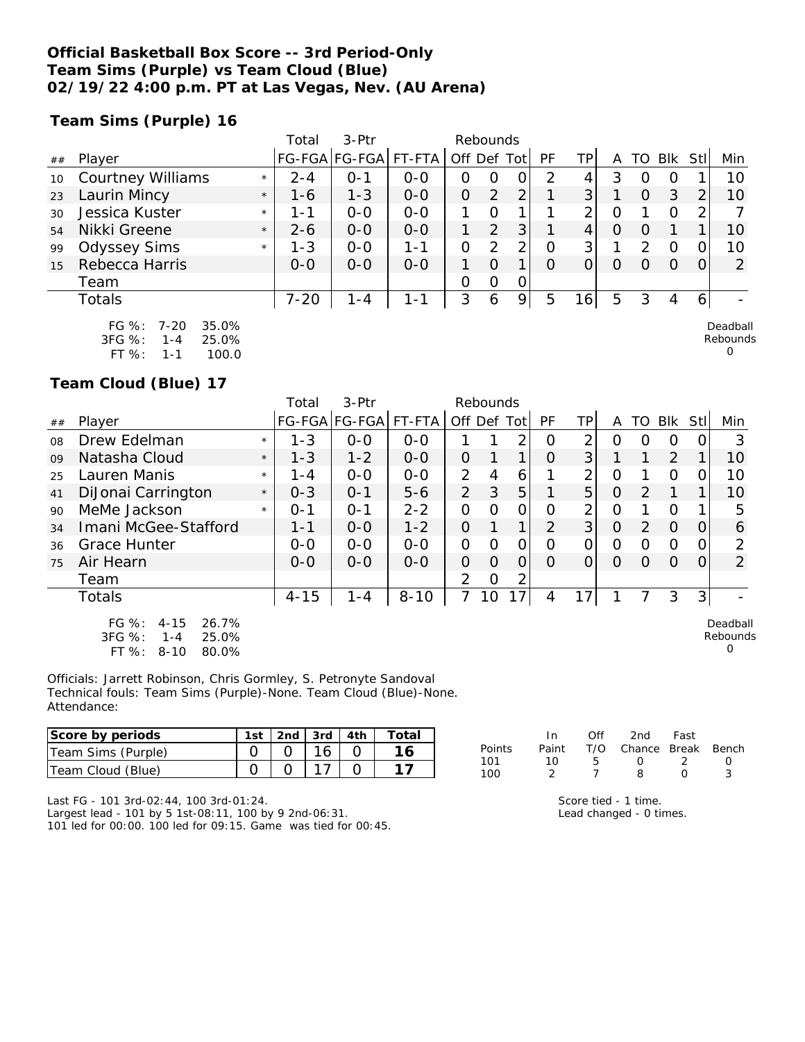**Official Basketball Box Score -- 3rd Period-Only**
**Team Sims (Purple) vs Team Cloud (Blue)**
**02/19/22 4:00 p.m. PT at Las Vegas, Nev. (AU Arena)**

**Team Sims (Purple) 16**

| ## | Player | | Total FG-FGA | 3-Ptr FG-FGA | FT-FTA | Rebounds Off | Def | Tot | PF | TP | A | TO | Blk | Stl | Min |
|---|---|---|---|---|---|---|---|---|---|---|---|---|---|---|---|
| 10 | Courtney Williams | * | 2-4 | 0-1 | 0-0 | 0 | 0 | 0 | 2 | 4 | 3 | 0 | 0 | 1 | 10 |
| 23 | Laurin Mincy | * | 1-6 | 1-3 | 0-0 | 0 | 2 | 2 | 1 | 3 | 1 | 0 | 3 | 2 | 10 |
| 30 | Jessica Kuster | * | 1-1 | 0-0 | 0-0 | 1 | 0 | 1 | 1 | 2 | 0 | 1 | 0 | 2 | 7 |
| 54 | Nikki Greene | * | 2-6 | 0-0 | 0-0 | 1 | 2 | 3 | 1 | 4 | 0 | 0 | 1 | 1 | 10 |
| 99 | Odyssey Sims | * | 1-3 | 0-0 | 1-1 | 0 | 2 | 2 | 0 | 3 | 1 | 2 | 0 | 0 | 10 |
| 15 | Rebecca Harris | | 0-0 | 0-0 | 0-0 | 1 | 0 | 1 | 0 | 0 | 0 | 0 | 0 | 0 | 2 |
| | Team | | | | | 0 | 0 | 0 | | | | | | | |
| | Totals | | 7-20 | 1-4 | 1-1 | 3 | 6 | 9 | 5 | 16 | 5 | 3 | 4 | 6 | - |

FG %: 7-20 35.0%
3FG %: 1-4 25.0%
FT %: 1-1 100.0

Deadball Rebounds 0

**Team Cloud (Blue) 17**

| ## | Player | | Total FG-FGA | 3-Ptr FG-FGA | FT-FTA | Rebounds Off | Def | Tot | PF | TP | A | TO | Blk | Stl | Min |
|---|---|---|---|---|---|---|---|---|---|---|---|---|---|---|---|
| 08 | Drew Edelman | * | 1-3 | 0-0 | 0-0 | 1 | 1 | 2 | 0 | 2 | 0 | 0 | 0 | 0 | 3 |
| 09 | Natasha Cloud | * | 1-3 | 1-2 | 0-0 | 0 | 1 | 1 | 0 | 3 | 1 | 1 | 2 | 1 | 10 |
| 25 | Lauren Manis | * | 1-4 | 0-0 | 0-0 | 2 | 4 | 6 | 1 | 2 | 0 | 1 | 0 | 0 | 10 |
| 41 | DiJonai Carrington | * | 0-3 | 0-1 | 5-6 | 2 | 3 | 5 | 1 | 5 | 0 | 2 | 1 | 1 | 10 |
| 90 | MeMe Jackson | * | 0-1 | 0-1 | 2-2 | 0 | 0 | 0 | 0 | 2 | 0 | 1 | 0 | 1 | 5 |
| 34 | Imani McGee-Stafford | | 1-1 | 0-0 | 1-2 | 0 | 1 | 1 | 2 | 3 | 0 | 2 | 0 | 0 | 6 |
| 36 | Grace Hunter | | 0-0 | 0-0 | 0-0 | 0 | 0 | 0 | 0 | 0 | 0 | 0 | 0 | 0 | 2 |
| 75 | Air Hearn | | 0-0 | 0-0 | 0-0 | 0 | 0 | 0 | 0 | 0 | 0 | 0 | 0 | 0 | 2 |
| | Team | | | | | 2 | 0 | 2 | | | | | | | |
| | Totals | | 4-15 | 1-4 | 8-10 | 7 | 10 | 17 | 4 | 17 | 1 | 7 | 3 | 3 | - |

FG %: 4-15 26.7%
3FG %: 1-4 25.0%
FT %: 8-10 80.0%

Deadball Rebounds 0

Officials: Jarrett Robinson, Chris Gormley, S. Petronyte Sandoval
Technical fouls: Team Sims (Purple)-None. Team Cloud (Blue)-None.
Attendance:

| Score by periods | 1st | 2nd | 3rd | 4th | Total |
|---|---|---|---|---|---|
| Team Sims (Purple) | 0 | 0 | 16 | 0 | 16 |
| Team Cloud (Blue) | 0 | 0 | 17 | 0 | 17 |

| Points | In Paint | Off T/O | 2nd Chance | Fast Break | Bench |
|---|---|---|---|---|---|
| 101 | 10 | 5 | 0 | 2 | 0 |
| 100 | 2 | 7 | 8 | 0 | 3 |

Last FG - 101 3rd-02:44, 100 3rd-01:24.
Largest lead - 101 by 5 1st-08:11, 100 by 9 2nd-06:31.
101 led for 00:00. 100 led for 09:15. Game was tied for 00:45.

Score tied - 1 time.
Lead changed - 0 times.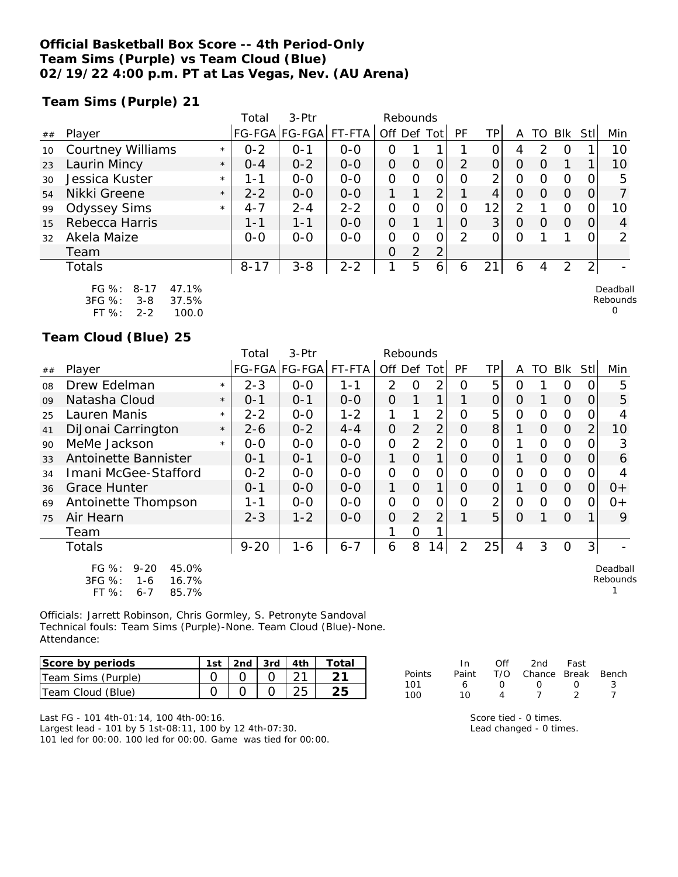**Official Basketball Box Score -- 4th Period-Only**
**Team Sims (Purple) vs Team Cloud (Blue)**
**02/19/22 4:00 p.m. PT at Las Vegas, Nev. (AU Arena)**

**Team Sims (Purple) 21**

| ## | Player | | Total FG-FGA | 3-Ptr FG-FGA | FT-FTA | Rebounds Off | Def | Tot | PF | TP | A | TO | Blk | Stl | Min |
|---|---|---|---|---|---|---|---|---|---|---|---|---|---|---|---|
| 10 | Courtney Williams | * | 0-2 | 0-1 | 0-0 | 0 | 1 | 1 | 1 | 0 | 4 | 2 | 0 | 1 | 10 |
| 23 | Laurin Mincy | * | 0-4 | 0-2 | 0-0 | 0 | 0 | 0 | 2 | 0 | 0 | 0 | 1 | 1 | 10 |
| 30 | Jessica Kuster | * | 1-1 | 0-0 | 0-0 | 0 | 0 | 0 | 0 | 2 | 0 | 0 | 0 | 0 | 5 |
| 54 | Nikki Greene | * | 2-2 | 0-0 | 0-0 | 1 | 1 | 2 | 1 | 4 | 0 | 0 | 0 | 0 | 7 |
| 99 | Odyssey Sims | * | 4-7 | 2-4 | 2-2 | 0 | 0 | 0 | 0 | 12 | 2 | 1 | 0 | 0 | 10 |
| 15 | Rebecca Harris | | 1-1 | 1-1 | 0-0 | 0 | 1 | 1 | 0 | 3 | 0 | 0 | 0 | 0 | 4 |
| 32 | Akela Maize | | 0-0 | 0-0 | 0-0 | 0 | 0 | 0 | 2 | 0 | 0 | 1 | 1 | 0 | 2 |
| | Team | | | | | 0 | 2 | 2 | | | | | | | |
| | Totals | | 8-17 | 3-8 | 2-2 | 1 | 5 | 6 | 6 | 21 | 6 | 4 | 2 | 2 | - |

FG %: 8-17 47.1%
3FG %: 3-8 37.5%
FT %: 2-2 100.0

Deadball Rebounds 0

**Team Cloud (Blue) 25**

| ## | Player | | Total FG-FGA | 3-Ptr FG-FGA | FT-FTA | Rebounds Off | Def | Tot | PF | TP | A | TO | Blk | Stl | Min |
|---|---|---|---|---|---|---|---|---|---|---|---|---|---|---|---|
| 08 | Drew Edelman | * | 2-3 | 0-0 | 1-1 | 2 | 0 | 2 | 0 | 5 | 0 | 1 | 0 | 0 | 5 |
| 09 | Natasha Cloud | * | 0-1 | 0-1 | 0-0 | 0 | 1 | 1 | 1 | 0 | 0 | 1 | 0 | 0 | 5 |
| 25 | Lauren Manis | * | 2-2 | 0-0 | 1-2 | 1 | 1 | 2 | 0 | 5 | 0 | 0 | 0 | 0 | 4 |
| 41 | DiJonai Carrington | * | 2-6 | 0-2 | 4-4 | 0 | 2 | 2 | 0 | 8 | 1 | 0 | 0 | 2 | 10 |
| 90 | MeMe Jackson | * | 0-0 | 0-0 | 0-0 | 0 | 2 | 2 | 0 | 0 | 1 | 0 | 0 | 0 | 3 |
| 33 | Antoinette Bannister | | 0-1 | 0-1 | 0-0 | 1 | 0 | 1 | 0 | 0 | 1 | 0 | 0 | 0 | 6 |
| 34 | Imani McGee-Stafford | | 0-2 | 0-0 | 0-0 | 0 | 0 | 0 | 0 | 0 | 0 | 0 | 0 | 0 | 4 |
| 36 | Grace Hunter | | 0-1 | 0-0 | 0-0 | 1 | 0 | 1 | 0 | 0 | 1 | 0 | 0 | 0 | 0+ |
| 69 | Antoinette Thompson | | 1-1 | 0-0 | 0-0 | 0 | 0 | 0 | 0 | 2 | 0 | 0 | 0 | 0 | 0+ |
| 75 | Air Hearn | | 2-3 | 1-2 | 0-0 | 0 | 2 | 2 | 1 | 5 | 0 | 1 | 0 | 1 | 9 |
| | Team | | | | | 1 | 0 | 1 | | | | | | | |
| | Totals | | 9-20 | 1-6 | 6-7 | 6 | 8 | 14 | 2 | 25 | 4 | 3 | 0 | 3 | - |

FG %: 9-20 45.0%
3FG %: 1-6 16.7%
FT %: 6-7 85.7%

Deadball Rebounds 1

Officials: Jarrett Robinson, Chris Gormley, S. Petronyte Sandoval
Technical fouls: Team Sims (Purple)-None. Team Cloud (Blue)-None.
Attendance:

| Score by periods | 1st | 2nd | 3rd | 4th | Total |
|---|---|---|---|---|---|
| Team Sims (Purple) | 0 | 0 | 0 | 21 | 21 |
| Team Cloud (Blue) | 0 | 0 | 0 | 25 | 25 |

| Points | In Paint | Off T/O | 2nd Chance | Fast Break | Bench |
|---|---|---|---|---|---|
| 101 | 6 | 0 | 0 | 0 | 3 |
| 100 | 10 | 4 | 7 | 2 | 7 |

Last FG - 101 4th-01:14, 100 4th-00:16.
Largest lead - 101 by 5 1st-08:11, 100 by 12 4th-07:30.
101 led for 00:00. 100 led for 00:00. Game was tied for 00:00.

Score tied - 0 times.
Lead changed - 0 times.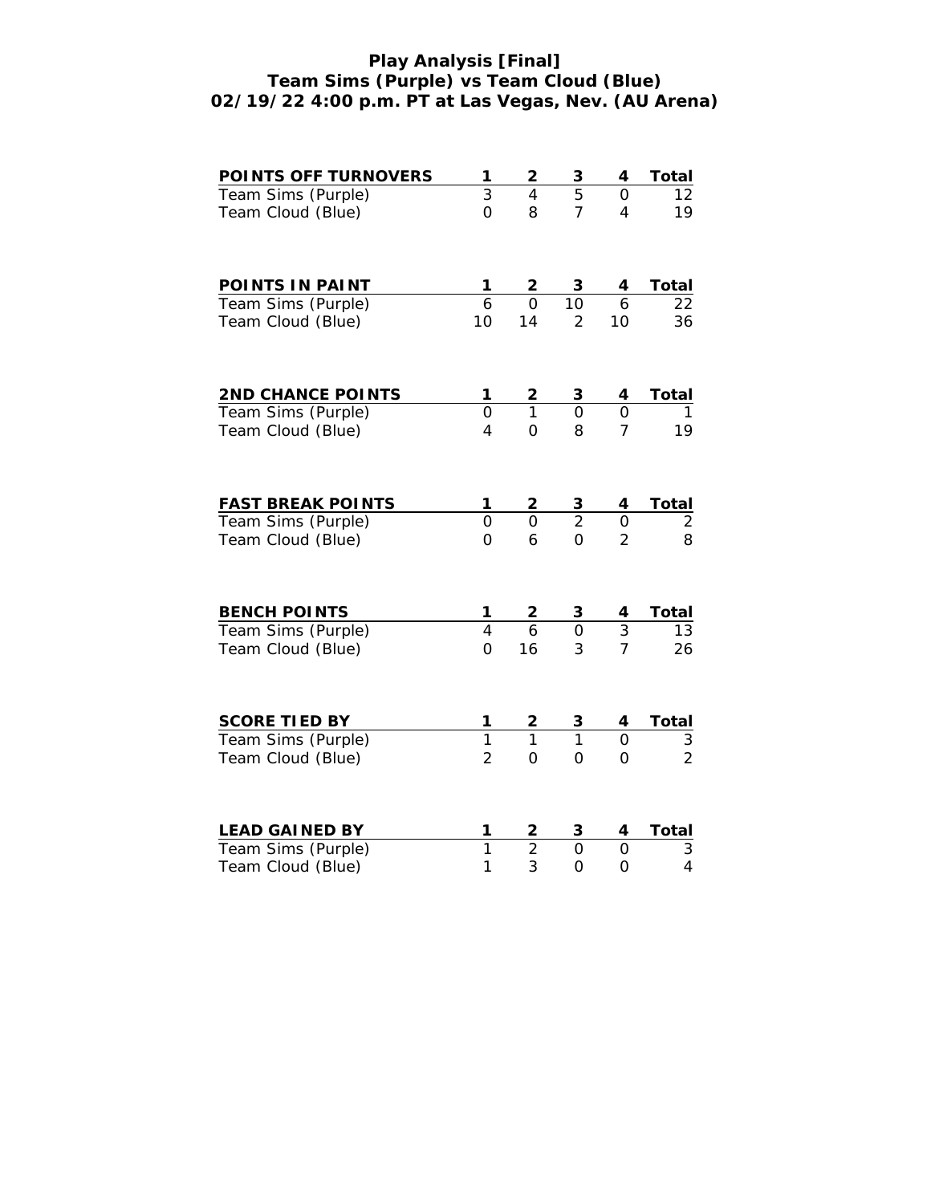**Play Analysis [Final]**
**Team Sims (Purple) vs Team Cloud (Blue)**
**02/19/22 4:00 p.m. PT at Las Vegas, Nev. (AU Arena)**

| POINTS OFF TURNOVERS | 1 | 2 | 3 | 4 | Total |
|---|---|---|---|---|---|
| Team Sims (Purple) | 3 | 4 | 5 | 0 | 12 |
| Team Cloud (Blue) | 0 | 8 | 7 | 4 | 19 |

| POINTS IN PAINT | 1 | 2 | 3 | 4 | Total |
|---|---|---|---|---|---|
| Team Sims (Purple) | 6 | 0 | 10 | 6 | 22 |
| Team Cloud (Blue) | 10 | 14 | 2 | 10 | 36 |

| 2ND CHANCE POINTS | 1 | 2 | 3 | 4 | Total |
|---|---|---|---|---|---|
| Team Sims (Purple) | 0 | 1 | 0 | 0 | 1 |
| Team Cloud (Blue) | 4 | 0 | 8 | 7 | 19 |

| FAST BREAK POINTS | 1 | 2 | 3 | 4 | Total |
|---|---|---|---|---|---|
| Team Sims (Purple) | 0 | 0 | 2 | 0 | 2 |
| Team Cloud (Blue) | 0 | 6 | 0 | 2 | 8 |

| BENCH POINTS | 1 | 2 | 3 | 4 | Total |
|---|---|---|---|---|---|
| Team Sims (Purple) | 4 | 6 | 0 | 3 | 13 |
| Team Cloud (Blue) | 0 | 16 | 3 | 7 | 26 |

| SCORE TIED BY | 1 | 2 | 3 | 4 | Total |
|---|---|---|---|---|---|
| Team Sims (Purple) | 1 | 1 | 1 | 0 | 3 |
| Team Cloud (Blue) | 2 | 0 | 0 | 0 | 2 |

| LEAD GAINED BY | 1 | 2 | 3 | 4 | Total |
|---|---|---|---|---|---|
| Team Sims (Purple) | 1 | 2 | 0 | 0 | 3 |
| Team Cloud (Blue) | 1 | 3 | 0 | 0 | 4 |